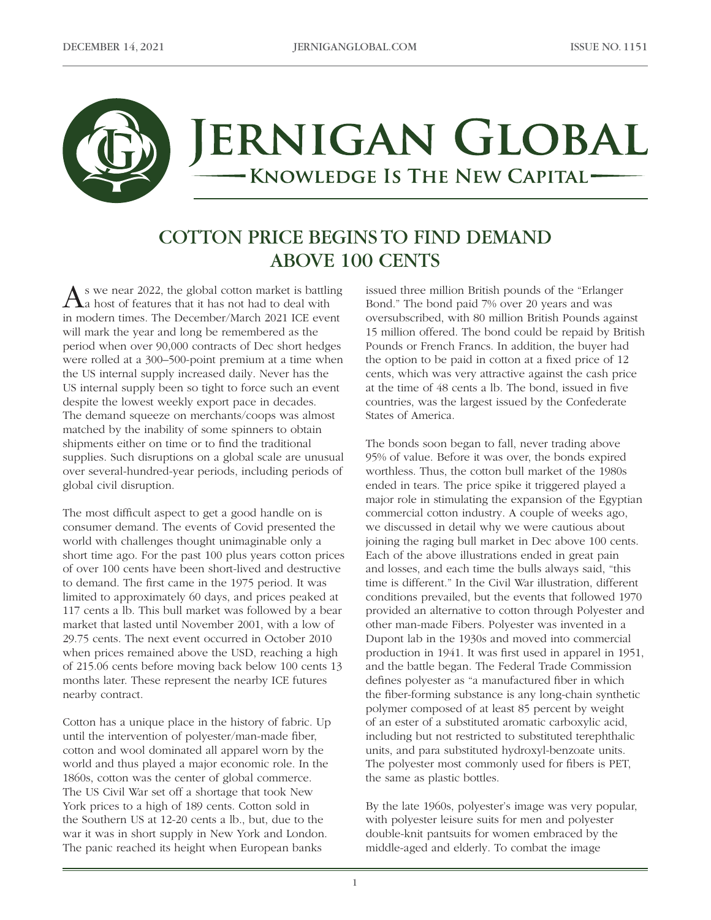# JERNIGAN GLOBAL

**KNOWLEDGE IS THE NEW CAPITAL**

## COTTON PRICE BEGINS TO FIND DEMAND ABOVE 100 CENTS

As we near 2022, the global cotton market is battling a host of features that it has not had to deal with in modern times. The December/March 2021 ICE event will mark the year and long be remembered as the period when over 90,000 contracts of Dec short hedges were rolled at a 300–500-point premium at a time when the US internal supply increased daily. Never has the US internal supply been so tight to force such an event despite the lowest weekly export pace in decades. The demand squeeze on merchants/coops was almost matched by the inability of some spinners to obtain shipments either on time or to find the traditional supplies. Such disruptions on a global scale are unusual over several-hundred-year periods, including periods of global civil disruption.

The most difficult aspect to get a good handle on is consumer demand. The events of Covid presented the world with challenges thought unimaginable only a short time ago. For the past 100 plus years cotton prices of over 100 cents have been short-lived and destructive to demand. The first came in the 1975 period. It was limited to approximately 60 days, and prices peaked at 117 cents a lb. This bull market was followed by a bear market that lasted until November 2001, with a low of 29.75 cents. The next event occurred in October 2010 when prices remained above the USD, reaching a high of 215.06 cents before moving back below 100 cents 13 months later. These represent the nearby ICE futures nearby contract.

Cotton has a unique place in the history of fabric. Up until the intervention of polyester/man-made fiber, cotton and wool dominated all apparel worn by the world and thus played a major economic role. In the 1860s, cotton was the center of global commerce. The US Civil War set off a shortage that took New York prices to a high of 189 cents. Cotton sold in the Southern US at 12-20 cents a lb., but, due to the war it was in short supply in New York and London. The panic reached its height when European banks issued three million British pounds of the "Erlanger Bond." The bond paid 7% over 20 years and was oversubscribed, with 80 million British Pounds against 15 million offered. The bond could be repaid by British Pounds or French Francs. In addition, the buyer had the option to be paid in cotton at a fixed price of 12 cents, which was very attractive against the cash price at the time of 48 cents a lb. The bond, issued in five countries, was the largest issued by the Confederate States of America.

The bonds soon began to fall, never trading above 95% of value. Before it was over, the bonds expired worthless. Thus, the cotton bull market of the 1980s ended in tears. The price spike it triggered played a major role in stimulating the expansion of the Egyptian commercial cotton industry. A couple of weeks ago, we discussed in detail why we were cautious about joining the raging bull market in Dec above 100 cents. Each of the above illustrations ended in great pain and losses, and each time the bulls always said, "this time is different." In the Civil War illustration, different conditions prevailed, but the events that followed 1970 provided an alternative to cotton through Polyester and other man-made Fibers. Polyester was invented in a Dupont lab in the 1930s and moved into commercial production in 1941. It was first used in apparel in 1951, and the battle began. The Federal Trade Commission defines polyester as "a manufactured fiber in which the fiber-forming substance is any long-chain synthetic polymer composed of at least 85 percent by weight of an ester of a substituted aromatic carboxylic acid, including but not restricted to substituted terephthalic units, and para substituted hydroxyl-benzoate units. The polyester most commonly used for fibers is PET, the same as plastic bottles.

By the late 1960s, polyester's image was very popular, with polyester leisure suits for men and polyester double-knit pantsuits for women embraced by the middle-aged and elderly. To combat the image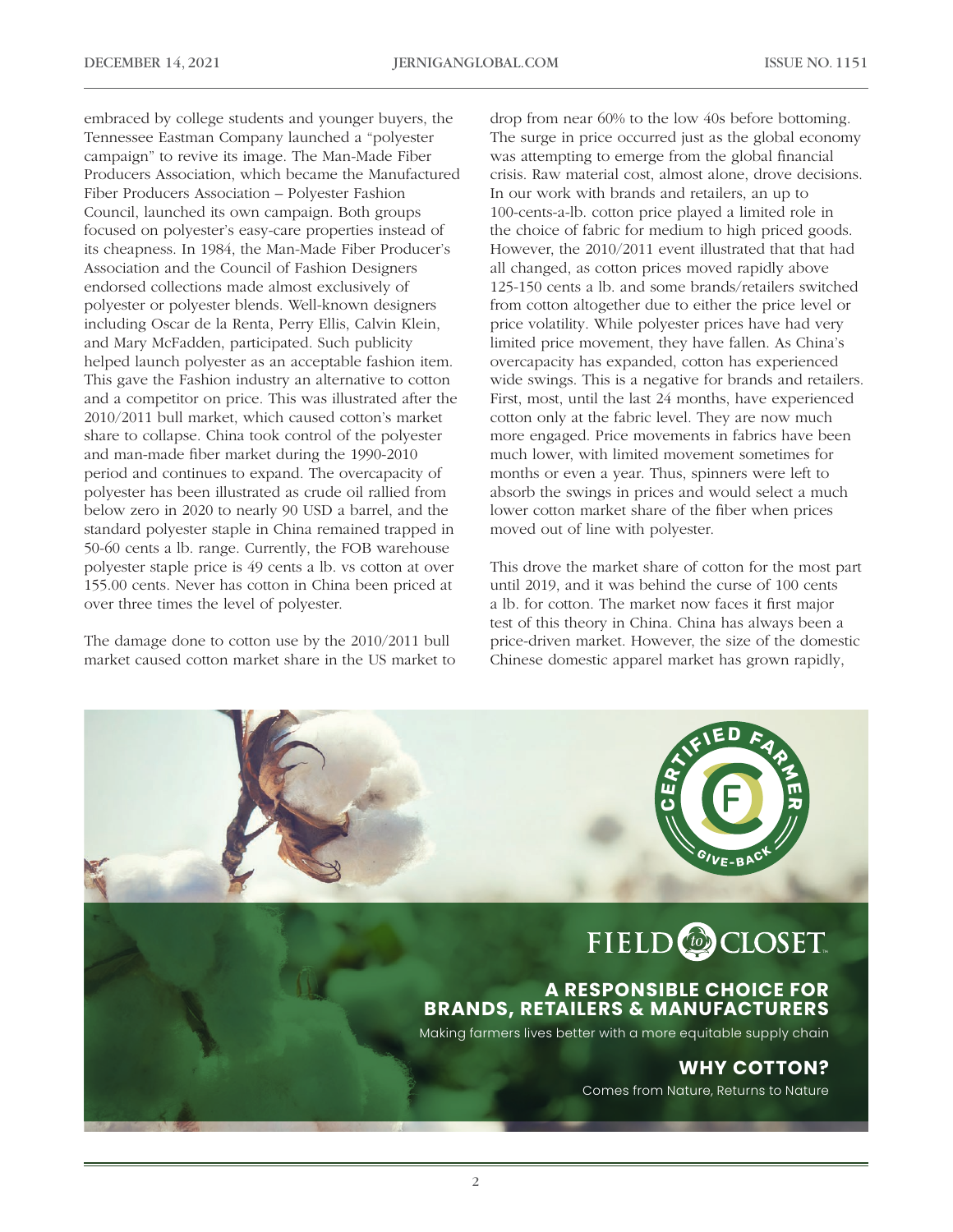embraced by college students and younger buyers, the Tennessee Eastman Company launched a "polyester campaign" to revive its image. The Man-Made Fiber Producers Association, which became the Manufactured Fiber Producers Association – Polyester Fashion Council, launched its own campaign. Both groups focused on polyester's easy-care properties instead of its cheapness. In 1984, the Man-Made Fiber Producer's Association and the Council of Fashion Designers endorsed collections made almost exclusively of polyester or polyester blends. Well-known designers including Oscar de la Renta, Perry Ellis, Calvin Klein, and Mary McFadden, participated. Such publicity helped launch polyester as an acceptable fashion item. This gave the Fashion industry an alternative to cotton and a competitor on price. This was illustrated after the 2010/2011 bull market, which caused cotton's market share to collapse. China took control of the polyester and man-made fiber market during the 1990-2010 period and continues to expand. The overcapacity of polyester has been illustrated as crude oil rallied from below zero in 2020 to nearly 90 USD a barrel, and the standard polyester staple in China remained trapped in 50-60 cents a lb. range. Currently, the FOB warehouse polyester staple price is 49 cents a lb. vs cotton at over 155.00 cents. Never has cotton in China been priced at over three times the level of polyester.

The damage done to cotton use by the 2010/2011 bull market caused cotton market share in the US market to drop from near 60% to the low 40s before bottoming. The surge in price occurred just as the global economy was attempting to emerge from the global financial crisis. Raw material cost, almost alone, drove decisions. In our work with brands and retailers, an up to 100-cents-a-lb. cotton price played a limited role in the choice of fabric for medium to high priced goods. However, the 2010/2011 event illustrated that that had all changed, as cotton prices moved rapidly above 125-150 cents a lb. and some brands/retailers switched from cotton altogether due to either the price level or price volatility. While polyester prices have had very limited price movement, they have fallen. As China's overcapacity has expanded, cotton has experienced wide swings. This is a negative for brands and retailers. First, most, until the last 24 months, have experienced cotton only at the fabric level. They are now much more engaged. Price movements in fabrics have been much lower, with limited movement sometimes for months or even a year. Thus, spinners were left to absorb the swings in prices and would select a much lower cotton market share of the fiber when prices moved out of line with polyester.

This drove the market share of cotton for the most part until 2019, and it was behind the curse of 100 cents a lb. for cotton. The market now faces it first major test of this theory in China. China has always been a price-driven market. However, the size of the domestic Chinese domestic apparel market has grown rapidly,

CERTIFIED FARMER GIVE-BACK

FIELD to CLOSET

**A RESPONSIBLE CHOICE FOR BRANDS, RETAILERS & MANUFACTURERS**

Making farmers lives better with a more equitable supply chain

**WHY COTTON?**

Comes from Nature, Returns to Nature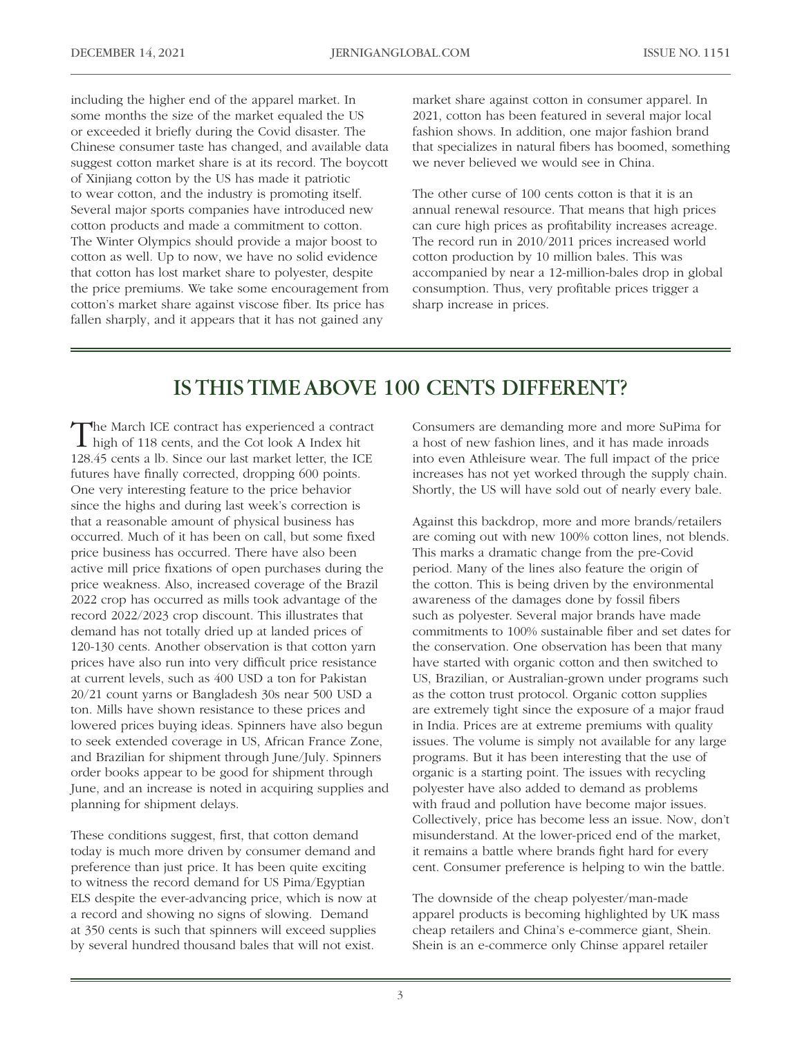including the higher end of the apparel market. In some months the size of the market equaled the US or exceeded it briefly during the Covid disaster. The Chinese consumer taste has changed, and available data suggest cotton market share is at its record. The boycott of Xinjiang cotton by the US has made it patriotic to wear cotton, and the industry is promoting itself. Several major sports companies have introduced new cotton products and made a commitment to cotton. The Winter Olympics should provide a major boost to cotton as well. Up to now, we have no solid evidence that cotton has lost market share to polyester, despite the price premiums. We take some encouragement from cotton's market share against viscose fiber. Its price has fallen sharply, and it appears that it has not gained any market share against cotton in consumer apparel. In 2021, cotton has been featured in several major local fashion shows. In addition, one major fashion brand that specializes in natural fibers has boomed, something we never believed we would see in China.

The other curse of 100 cents cotton is that it is an annual renewal resource. That means that high prices can cure high prices as profitability increases acreage. The record run in 2010/2011 prices increased world cotton production by 10 million bales. This was accompanied by near a 12-million-bales drop in global consumption. Thus, very profitable prices trigger a sharp increase in prices.

## IS THIS TIME ABOVE 100 CENTS DIFFERENT?

The March ICE contract has experienced a contract high of 118 cents, and the Cot look A Index hit 128.45 cents a lb. Since our last market letter, the ICE futures have finally corrected, dropping 600 points. One very interesting feature to the price behavior since the highs and during last week's correction is that a reasonable amount of physical business has occurred. Much of it has been on call, but some fixed price business has occurred. There have also been active mill price fixations of open purchases during the price weakness. Also, increased coverage of the Brazil 2022 crop has occurred as mills took advantage of the record 2022/2023 crop discount. This illustrates that demand has not totally dried up at landed prices of 120-130 cents. Another observation is that cotton yarn prices have also run into very difficult price resistance at current levels, such as 400 USD a ton for Pakistan 20/21 count yarns or Bangladesh 30s near 500 USD a ton. Mills have shown resistance to these prices and lowered prices buying ideas. Spinners have also begun to seek extended coverage in US, African France Zone, and Brazilian for shipment through June/July. Spinners order books appear to be good for shipment through June, and an increase is noted in acquiring supplies and planning for shipment delays.

These conditions suggest, first, that cotton demand today is much more driven by consumer demand and preference than just price. It has been quite exciting to witness the record demand for US Pima/Egyptian ELS despite the ever-advancing price, which is now at a record and showing no signs of slowing. Demand at 350 cents is such that spinners will exceed supplies by several hundred thousand bales that will not exist. Consumers are demanding more and more SuPima for a host of new fashion lines, and it has made inroads into even Athleisure wear. The full impact of the price increases has not yet worked through the supply chain. Shortly, the US will have sold out of nearly every bale.

Against this backdrop, more and more brands/retailers are coming out with new 100% cotton lines, not blends. This marks a dramatic change from the pre-Covid period. Many of the lines also feature the origin of the cotton. This is being driven by the environmental awareness of the damages done by fossil fibers such as polyester. Several major brands have made commitments to 100% sustainable fiber and set dates for the conservation. One observation has been that many have started with organic cotton and then switched to US, Brazilian, or Australian-grown under programs such as the cotton trust protocol. Organic cotton supplies are extremely tight since the exposure of a major fraud in India. Prices are at extreme premiums with quality issues. The volume is simply not available for any large programs. But it has been interesting that the use of organic is a starting point. The issues with recycling polyester have also added to demand as problems with fraud and pollution have become major issues. Collectively, price has become less an issue. Now, don't misunderstand. At the lower-priced end of the market, it remains a battle where brands fight hard for every cent. Consumer preference is helping to win the battle.

The downside of the cheap polyester/man-made apparel products is becoming highlighted by UK mass cheap retailers and China's e-commerce giant, Shein. Shein is an e-commerce only Chinse apparel retailer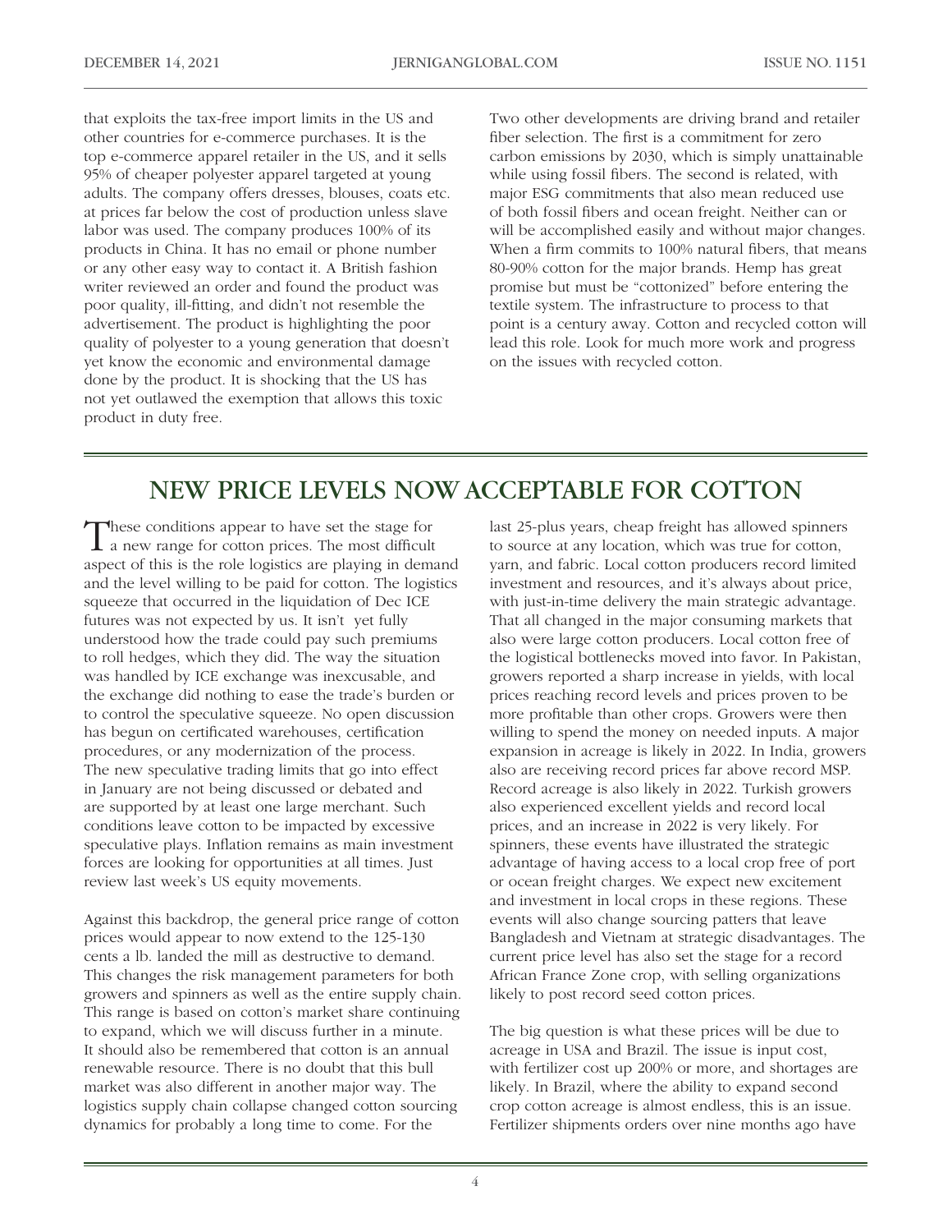that exploits the tax-free import limits in the US and other countries for e-commerce purchases. It is the top e-commerce apparel retailer in the US, and it sells 95% of cheaper polyester apparel targeted at young adults. The company offers dresses, blouses, coats etc. at prices far below the cost of production unless slave labor was used. The company produces 100% of its products in China. It has no email or phone number or any other easy way to contact it. A British fashion writer reviewed an order and found the product was poor quality, ill-fitting, and didn't not resemble the advertisement. The product is highlighting the poor quality of polyester to a young generation that doesn't yet know the economic and environmental damage done by the product. It is shocking that the US has not yet outlawed the exemption that allows this toxic product in duty free.

Two other developments are driving brand and retailer fiber selection. The first is a commitment for zero carbon emissions by 2030, which is simply unattainable while using fossil fibers. The second is related, with major ESG commitments that also mean reduced use of both fossil fibers and ocean freight. Neither can or will be accomplished easily and without major changes. When a firm commits to 100% natural fibers, that means 80-90% cotton for the major brands. Hemp has great promise but must be "cottonized" before entering the textile system. The infrastructure to process to that point is a century away. Cotton and recycled cotton will lead this role. Look for much more work and progress on the issues with recycled cotton.

## NEW PRICE LEVELS NOW ACCEPTABLE FOR COTTON

These conditions appear to have set the stage for a new range for cotton prices. The most difficult aspect of this is the role logistics are playing in demand and the level willing to be paid for cotton. The logistics squeeze that occurred in the liquidation of Dec ICE futures was not expected by us. It isn't yet fully understood how the trade could pay such premiums to roll hedges, which they did. The way the situation was handled by ICE exchange was inexcusable, and the exchange did nothing to ease the trade's burden or to control the speculative squeeze. No open discussion has begun on certificated warehouses, certification procedures, or any modernization of the process. The new speculative trading limits that go into effect in January are not being discussed or debated and are supported by at least one large merchant. Such conditions leave cotton to be impacted by excessive speculative plays. Inflation remains as main investment forces are looking for opportunities at all times. Just review last week's US equity movements.

Against this backdrop, the general price range of cotton prices would appear to now extend to the 125-130 cents a lb. landed the mill as destructive to demand. This changes the risk management parameters for both growers and spinners as well as the entire supply chain. This range is based on cotton's market share continuing to expand, which we will discuss further in a minute. It should also be remembered that cotton is an annual renewable resource. There is no doubt that this bull market was also different in another major way. The logistics supply chain collapse changed cotton sourcing dynamics for probably a long time to come. For the last 25-plus years, cheap freight has allowed spinners to source at any location, which was true for cotton, yarn, and fabric. Local cotton producers record limited investment and resources, and it's always about price, with just-in-time delivery the main strategic advantage. That all changed in the major consuming markets that also were large cotton producers. Local cotton free of the logistical bottlenecks moved into favor. In Pakistan, growers reported a sharp increase in yields, with local prices reaching record levels and prices proven to be more profitable than other crops. Growers were then willing to spend the money on needed inputs. A major expansion in acreage is likely in 2022. In India, growers also are receiving record prices far above record MSP. Record acreage is also likely in 2022. Turkish growers also experienced excellent yields and record local prices, and an increase in 2022 is very likely. For spinners, these events have illustrated the strategic advantage of having access to a local crop free of port or ocean freight charges. We expect new excitement and investment in local crops in these regions. These events will also change sourcing patters that leave Bangladesh and Vietnam at strategic disadvantages. The current price level has also set the stage for a record African France Zone crop, with selling organizations likely to post record seed cotton prices.

The big question is what these prices will be due to acreage in USA and Brazil. The issue is input cost, with fertilizer cost up 200% or more, and shortages are likely. In Brazil, where the ability to expand second crop cotton acreage is almost endless, this is an issue. Fertilizer shipments orders over nine months ago have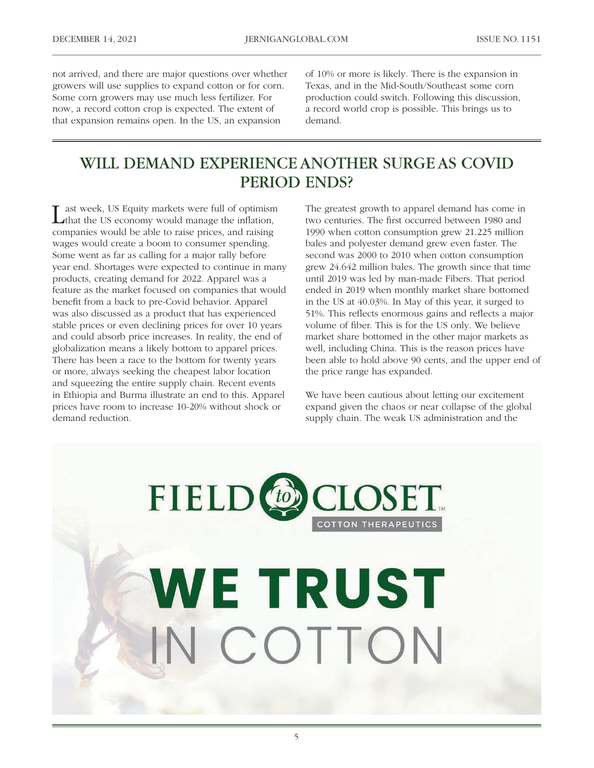not arrived, and there are major questions over whether growers will use supplies to expand cotton or for corn. Some corn growers may use much less fertilizer. For now, a record cotton crop is expected. The extent of that expansion remains open. In the US, an expansion of 10% or more is likely. There is the expansion in Texas, and in the Mid-South/Southeast some corn production could switch. Following this discussion, a record world crop is possible. This brings us to demand.

## WILL DEMAND EXPERIENCE ANOTHER SURGE AS COVID PERIOD ENDS?

Last week, US Equity markets were full of optimism that the US economy would manage the inflation, companies would be able to raise prices, and raising wages would create a boom to consumer spending. Some went as far as calling for a major rally before year end. Shortages were expected to continue in many products, creating demand for 2022. Apparel was a feature as the market focused on companies that would benefit from a back to pre-Covid behavior. Apparel was also discussed as a product that has experienced stable prices or even declining prices for over 10 years and could absorb price increases. In reality, the end of globalization means a likely bottom to apparel prices. There has been a race to the bottom for twenty years or more, always seeking the cheapest labor location and squeezing the entire supply chain. Recent events in Ethiopia and Burma illustrate an end to this. Apparel prices have room to increase 10-20% without shock or demand reduction.

The greatest growth to apparel demand has come in two centuries. The first occurred between 1980 and 1990 when cotton consumption grew 21.225 million bales and polyester demand grew even faster. The second was 2000 to 2010 when cotton consumption grew 24.642 million bales. The growth since that time until 2019 was led by man-made Fibers. That period ended in 2019 when monthly market share bottomed in the US at 40.03%. In May of this year, it surged to 51%. This reflects enormous gains and reflects a major volume of fiber. This is for the US only. We believe market share bottomed in the other major markets as well, including China. This is the reason prices have been able to hold above 90 cents, and the upper end of the price range has expanded.

We have been cautious about letting our excitement expand given the chaos or near collapse of the global supply chain. The weak US administration and the

FIELD *to* CLOSET™

COTTON THERAPEUTICS

WE TRUST IN COTTON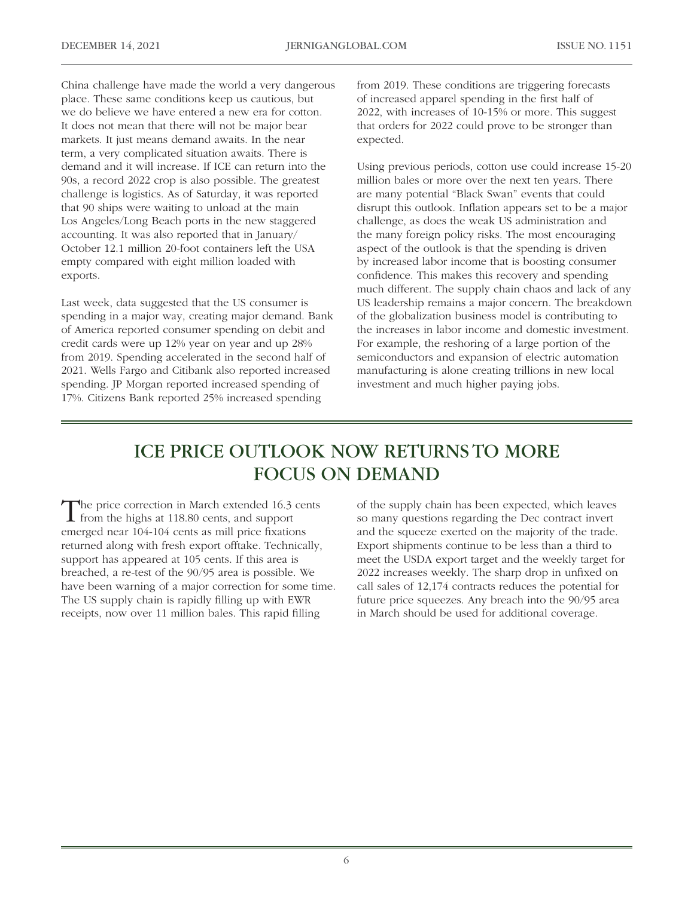China challenge have made the world a very dangerous place. These same conditions keep us cautious, but we do believe we have entered a new era for cotton. It does not mean that there will not be major bear markets. It just means demand awaits. In the near term, a very complicated situation awaits. There is demand and it will increase. If ICE can return into the 90s, a record 2022 crop is also possible. The greatest challenge is logistics. As of Saturday, it was reported that 90 ships were waiting to unload at the main Los Angeles/Long Beach ports in the new staggered accounting. It was also reported that in January/October 12.1 million 20-foot containers left the USA empty compared with eight million loaded with exports.

Last week, data suggested that the US consumer is spending in a major way, creating major demand. Bank of America reported consumer spending on debit and credit cards were up 12% year on year and up 28% from 2019. Spending accelerated in the second half of 2021. Wells Fargo and Citibank also reported increased spending. JP Morgan reported increased spending of 17%. Citizens Bank reported 25% increased spending from 2019. These conditions are triggering forecasts of increased apparel spending in the first half of 2022, with increases of 10-15% or more. This suggest that orders for 2022 could prove to be stronger than expected.

Using previous periods, cotton use could increase 15-20 million bales or more over the next ten years. There are many potential "Black Swan" events that could disrupt this outlook. Inflation appears set to be a major challenge, as does the weak US administration and the many foreign policy risks. The most encouraging aspect of the outlook is that the spending is driven by increased labor income that is boosting consumer confidence. This makes this recovery and spending much different. The supply chain chaos and lack of any US leadership remains a major concern. The breakdown of the globalization business model is contributing to the increases in labor income and domestic investment. For example, the reshoring of a large portion of the semiconductors and expansion of electric automation manufacturing is alone creating trillions in new local investment and much higher paying jobs.

## ICE PRICE OUTLOOK NOW RETURNS TO MORE FOCUS ON DEMAND

The price correction in March extended 16.3 cents from the highs at 118.80 cents, and support emerged near 104-104 cents as mill price fixations returned along with fresh export offtake. Technically, support has appeared at 105 cents. If this area is breached, a re-test of the 90/95 area is possible. We have been warning of a major correction for some time. The US supply chain is rapidly filling up with EWR receipts, now over 11 million bales. This rapid filling of the supply chain has been expected, which leaves so many questions regarding the Dec contract invert and the squeeze exerted on the majority of the trade. Export shipments continue to be less than a third to meet the USDA export target and the weekly target for 2022 increases weekly. The sharp drop in unfixed on call sales of 12,174 contracts reduces the potential for future price squeezes. Any breach into the 90/95 area in March should be used for additional coverage.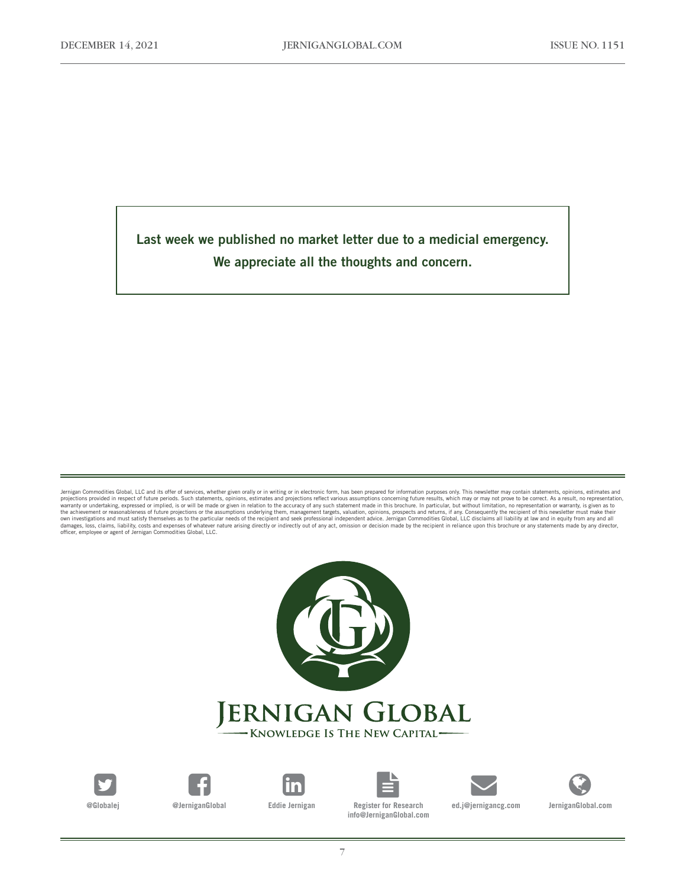**Last week we published no market letter due to a medicial emergency.**

**We appreciate all the thoughts and concern.**

Jernigan Commodities Global, LLC and its offer of services, whether given orally or in writing or in electronic form, has been prepared for information purposes only. This newsletter may contain statements, opinions, estimates and projections provided in respect of future periods. Such statements, opinions, estimates and projections reflect various assumptions concerning future results, which may or may not prove to be correct. As a result, no representation, warranty or undertaking, expressed or implied, is or will be made or given in relation to the accuracy of any such statement made in this brochure. In particular, but without limitation, no representation or warranty, is given as to the achievement or reasonableness of future projections or the assumptions underlying them, management targets, valuation, opinions, prospects and returns, if any. Consequently the recipient of this newsletter must make their own investigations and must satisfy themselves as to the particular needs of the recipient and seek professional independent advice. Jernigan Commodities Global, LLC disclaims all liability at law and in equity from any and all damages, loss, claims, liability, costs and expenses of whatever nature arising directly or indirectly out of any act, omission or decision made by the recipient in reliance upon this brochure or any statements made by any director, officer, employee or agent of Jernigan Commodities Global, LLC.

JERNIGAN GLOBAL

KNOWLEDGE IS THE NEW CAPITAL

@Globalej | @JerniganGlobal | Eddie Jernigan | Register for Research info@JerniganGlobal.com | ed.j@jernigancg.com | JerniganGlobal.com